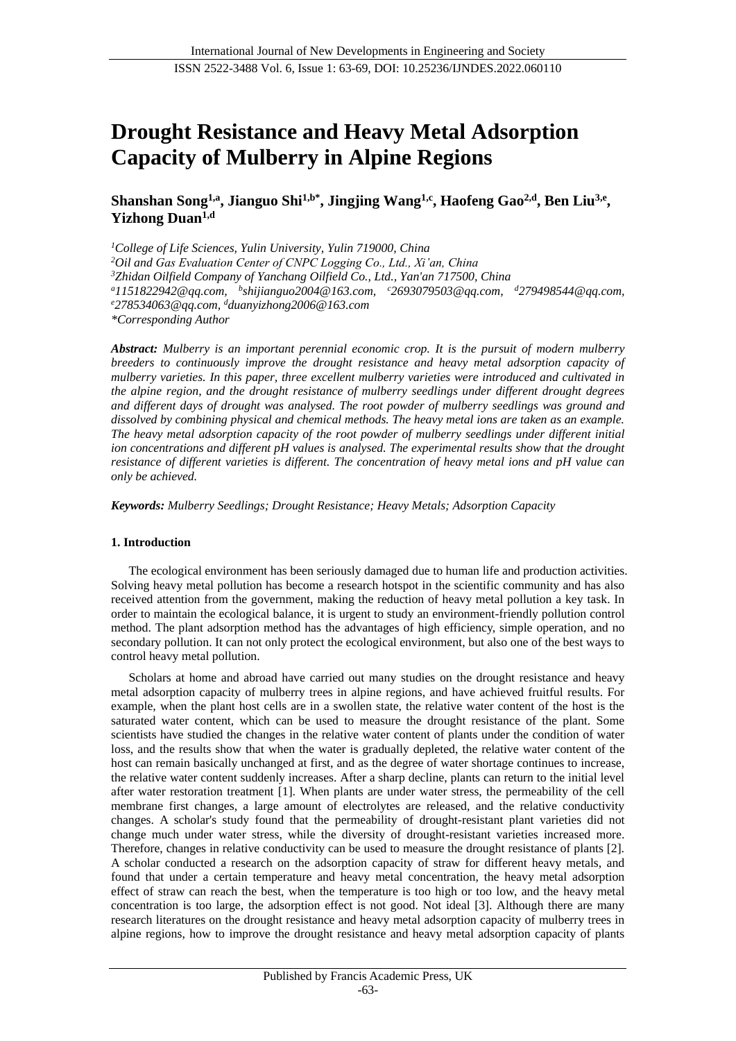# Drought Resistance and Heavy Metal Adsorption Capacity of Mulberry in Alpine Regions

**Shanshan Song[1,a], Jianguo Shi[1,b*], Jingjing Wang[1,c], Haofeng Gao[2,d], Ben Liu[3,e], Yizhong Duan[1,d]**

*[1]College of Life Sciences, Yulin University, Yulin 719000, China*
*[2]Oil and Gas Evaluation Center of CNPC Logging Co., Ltd., Xi'an, China*
*[3]Zhidan Oilfield Company of Yanchang Oilfield Co., Ltd., Yan'an 717500, China*
*[a]1151822942@qq.com, [b]shijianguo2004@163.com, [c]2693079503@qq.com, [d]279498544@qq.com, [e]278534063@qq.com, [d]duanyizhong2006@163.com*
*\*Corresponding Author*

***Abstract:*** *Mulberry is an important perennial economic crop. It is the pursuit of modern mulberry breeders to continuously improve the drought resistance and heavy metal adsorption capacity of mulberry varieties. In this paper, three excellent mulberry varieties were introduced and cultivated in the alpine region, and the drought resistance of mulberry seedlings under different drought degrees and different days of drought was analysed. The root powder of mulberry seedlings was ground and dissolved by combining physical and chemical methods. The heavy metal ions are taken as an example. The heavy metal adsorption capacity of the root powder of mulberry seedlings under different initial ion concentrations and different pH values is analysed. The experimental results show that the drought resistance of different varieties is different. The concentration of heavy metal ions and pH value can only be achieved.*

***Keywords:*** *Mulberry Seedlings; Drought Resistance; Heavy Metals; Adsorption Capacity*

## 1. Introduction

The ecological environment has been seriously damaged due to human life and production activities. Solving heavy metal pollution has become a research hotspot in the scientific community and has also received attention from the government, making the reduction of heavy metal pollution a key task. In order to maintain the ecological balance, it is urgent to study an environment-friendly pollution control method. The plant adsorption method has the advantages of high efficiency, simple operation, and no secondary pollution. It can not only protect the ecological environment, but also one of the best ways to control heavy metal pollution.

Scholars at home and abroad have carried out many studies on the drought resistance and heavy metal adsorption capacity of mulberry trees in alpine regions, and have achieved fruitful results. For example, when the plant host cells are in a swollen state, the relative water content of the host is the saturated water content, which can be used to measure the drought resistance of the plant. Some scientists have studied the changes in the relative water content of plants under the condition of water loss, and the results show that when the water is gradually depleted, the relative water content of the host can remain basically unchanged at first, and as the degree of water shortage continues to increase, the relative water content suddenly increases. After a sharp decline, plants can return to the initial level after water restoration treatment [1]. When plants are under water stress, the permeability of the cell membrane first changes, a large amount of electrolytes are released, and the relative conductivity changes. A scholar's study found that the permeability of drought-resistant plant varieties did not change much under water stress, while the diversity of drought-resistant varieties increased more. Therefore, changes in relative conductivity can be used to measure the drought resistance of plants [2]. A scholar conducted a research on the adsorption capacity of straw for different heavy metals, and found that under a certain temperature and heavy metal concentration, the heavy metal adsorption effect of straw can reach the best, when the temperature is too high or too low, and the heavy metal concentration is too large, the adsorption effect is not good. Not ideal [3]. Although there are many research literatures on the drought resistance and heavy metal adsorption capacity of mulberry trees in alpine regions, how to improve the drought resistance and heavy metal adsorption capacity of plants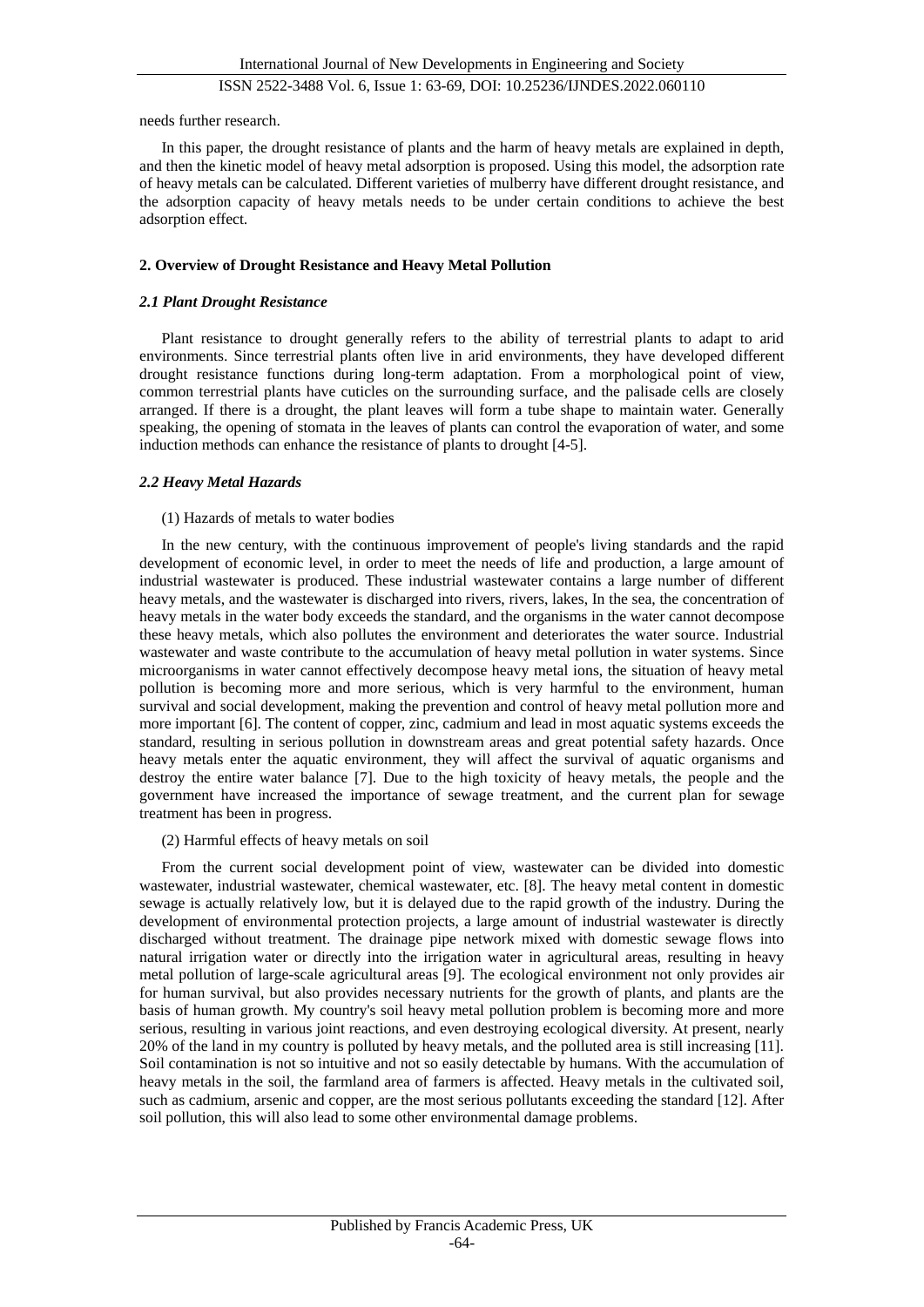needs further research.

In this paper, the drought resistance of plants and the harm of heavy metals are explained in depth, and then the kinetic model of heavy metal adsorption is proposed. Using this model, the adsorption rate of heavy metals can be calculated. Different varieties of mulberry have different drought resistance, and the adsorption capacity of heavy metals needs to be under certain conditions to achieve the best adsorption effect.

## 2. Overview of Drought Resistance and Heavy Metal Pollution

### *2.1 Plant Drought Resistance*

Plant resistance to drought generally refers to the ability of terrestrial plants to adapt to arid environments. Since terrestrial plants often live in arid environments, they have developed different drought resistance functions during long-term adaptation. From a morphological point of view, common terrestrial plants have cuticles on the surrounding surface, and the palisade cells are closely arranged. If there is a drought, the plant leaves will form a tube shape to maintain water. Generally speaking, the opening of stomata in the leaves of plants can control the evaporation of water, and some induction methods can enhance the resistance of plants to drought [4-5].

### *2.2 Heavy Metal Hazards*

(1) Hazards of metals to water bodies

In the new century, with the continuous improvement of people's living standards and the rapid development of economic level, in order to meet the needs of life and production, a large amount of industrial wastewater is produced. These industrial wastewater contains a large number of different heavy metals, and the wastewater is discharged into rivers, rivers, lakes, In the sea, the concentration of heavy metals in the water body exceeds the standard, and the organisms in the water cannot decompose these heavy metals, which also pollutes the environment and deteriorates the water source. Industrial wastewater and waste contribute to the accumulation of heavy metal pollution in water systems. Since microorganisms in water cannot effectively decompose heavy metal ions, the situation of heavy metal pollution is becoming more and more serious, which is very harmful to the environment, human survival and social development, making the prevention and control of heavy metal pollution more and more important [6]. The content of copper, zinc, cadmium and lead in most aquatic systems exceeds the standard, resulting in serious pollution in downstream areas and great potential safety hazards. Once heavy metals enter the aquatic environment, they will affect the survival of aquatic organisms and destroy the entire water balance [7]. Due to the high toxicity of heavy metals, the people and the government have increased the importance of sewage treatment, and the current plan for sewage treatment has been in progress.

(2) Harmful effects of heavy metals on soil

From the current social development point of view, wastewater can be divided into domestic wastewater, industrial wastewater, chemical wastewater, etc. [8]. The heavy metal content in domestic sewage is actually relatively low, but it is delayed due to the rapid growth of the industry. During the development of environmental protection projects, a large amount of industrial wastewater is directly discharged without treatment. The drainage pipe network mixed with domestic sewage flows into natural irrigation water or directly into the irrigation water in agricultural areas, resulting in heavy metal pollution of large-scale agricultural areas [9]. The ecological environment not only provides air for human survival, but also provides necessary nutrients for the growth of plants, and plants are the basis of human growth. My country's soil heavy metal pollution problem is becoming more and more serious, resulting in various joint reactions, and even destroying ecological diversity. At present, nearly 20% of the land in my country is polluted by heavy metals, and the polluted area is still increasing [11]. Soil contamination is not so intuitive and not so easily detectable by humans. With the accumulation of heavy metals in the soil, the farmland area of farmers is affected. Heavy metals in the cultivated soil, such as cadmium, arsenic and copper, are the most serious pollutants exceeding the standard [12]. After soil pollution, this will also lead to some other environmental damage problems.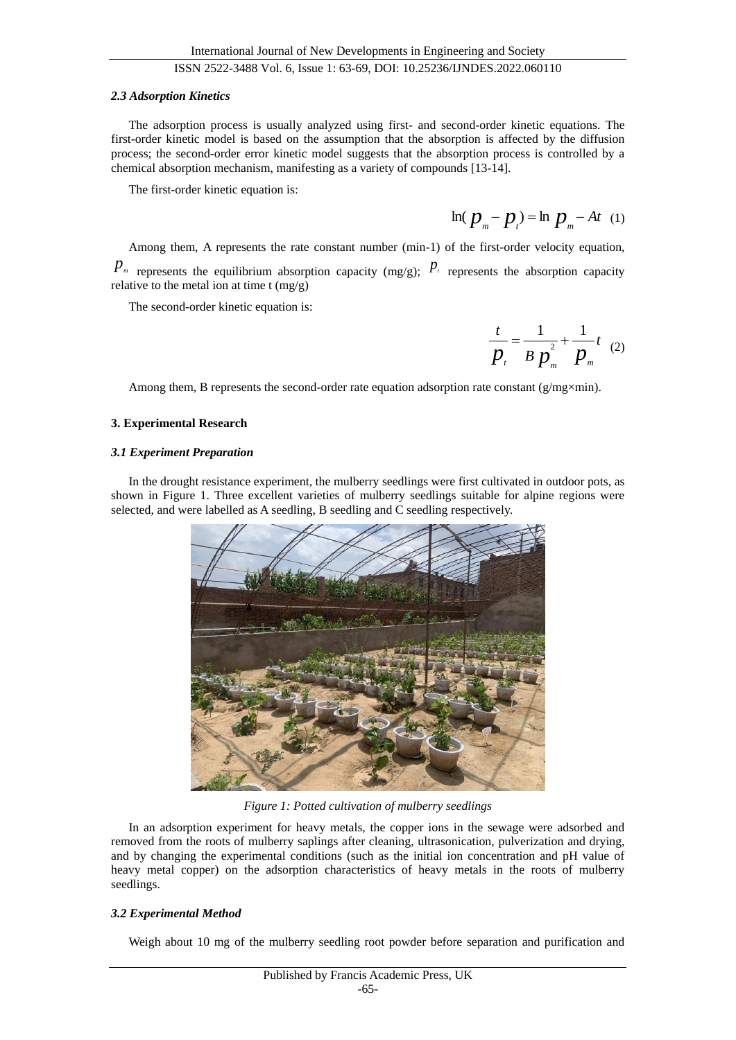### *2.3 Adsorption Kinetics*

The adsorption process is usually analyzed using first- and second-order kinetic equations. The first-order kinetic model is based on the assumption that the absorption is affected by the diffusion process; the second-order error kinetic model suggests that the absorption process is controlled by a chemical absorption mechanism, manifesting as a variety of compounds [13-14].

The first-order kinetic equation is:

$$\ln(p_m - p_t) = \ln p_m - At \quad (1)$$

Among them, A represents the rate constant number (min-1) of the first-order velocity equation, $p_m$ represents the equilibrium absorption capacity (mg/g); $p_t$ represents the absorption capacity relative to the metal ion at time t (mg/g)

The second-order kinetic equation is:

$$\frac{t}{p_t} = \frac{1}{B p_m^2} + \frac{1}{p_m} t \quad (2)$$

Among them, B represents the second-order rate equation adsorption rate constant (g/mg×min).

## 3. Experimental Research

### *3.1 Experiment Preparation*

In the drought resistance experiment, the mulberry seedlings were first cultivated in outdoor pots, as shown in Figure 1. Three excellent varieties of mulberry seedlings suitable for alpine regions were selected, and were labelled as A seedling, B seedling and C seedling respectively.

*Figure 1: Potted cultivation of mulberry seedlings*

In an adsorption experiment for heavy metals, the copper ions in the sewage were adsorbed and removed from the roots of mulberry saplings after cleaning, ultrasonication, pulverization and drying, and by changing the experimental conditions (such as the initial ion concentration and pH value of heavy metal copper) on the adsorption characteristics of heavy metals in the roots of mulberry seedlings.

### *3.2 Experimental Method*

Weigh about 10 mg of the mulberry seedling root powder before separation and purification and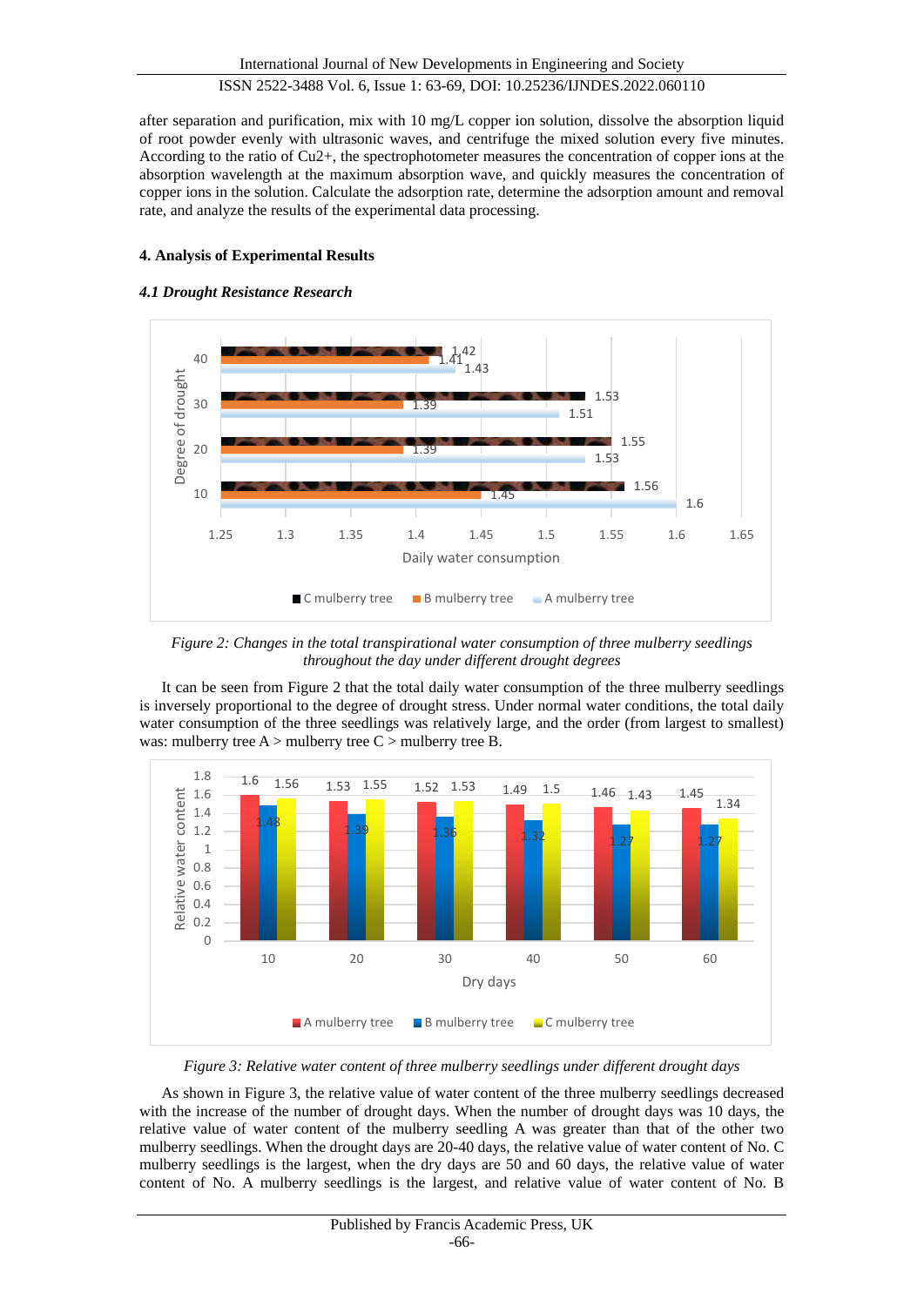after separation and purification, mix with 10 mg/L copper ion solution, dissolve the absorption liquid of root powder evenly with ultrasonic waves, and centrifuge the mixed solution every five minutes. According to the ratio of $Cu^{2+}$, the spectrophotometer measures the concentration of copper ions at the absorption wavelength at the maximum absorption wave, and quickly measures the concentration of copper ions in the solution. Calculate the adsorption rate, determine the adsorption amount and removal rate, and analyze the results of the experimental data processing.

## 4. Analysis of Experimental Results

### *4.1 Drought Resistance Research*

*Figure 2: Changes in the total transpirational water consumption of three mulberry seedlings throughout the day under different drought degrees*

It can be seen from Figure 2 that the total daily water consumption of the three mulberry seedlings is inversely proportional to the degree of drought stress. Under normal water conditions, the total daily water consumption of the three seedlings was relatively large, and the order (from largest to smallest) was: mulberry tree A > mulberry tree C > mulberry tree B.

*Figure 3: Relative water content of three mulberry seedlings under different drought days*

As shown in Figure 3, the relative value of water content of the three mulberry seedlings decreased with the increase of the number of drought days. When the number of drought days was 10 days, the relative value of water content of the mulberry seedling A was greater than that of the other two mulberry seedlings. When the drought days are 20-40 days, the relative value of water content of No. C mulberry seedlings is the largest, when the dry days are 50 and 60 days, the relative value of water content of No. A mulberry seedlings is the largest, and relative value of water content of No. B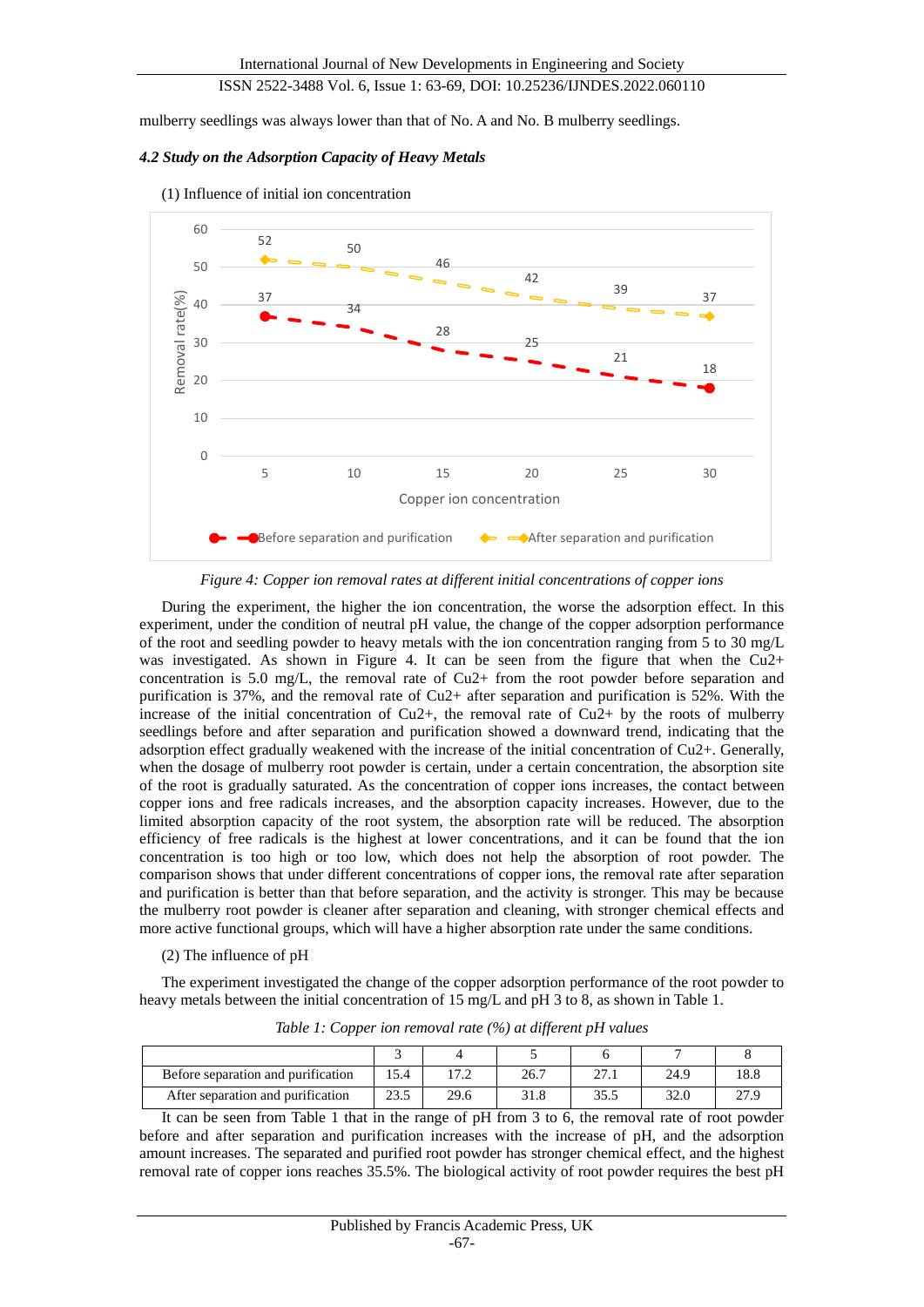mulberry seedlings was always lower than that of No. A and No. B mulberry seedlings.

### *4.2 Study on the Adsorption Capacity of Heavy Metals*

(1) Influence of initial ion concentration

*Figure 4: Copper ion removal rates at different initial concentrations of copper ions*

During the experiment, the higher the ion concentration, the worse the adsorption effect. In this experiment, under the condition of neutral pH value, the change of the copper adsorption performance of the root and seedling powder to heavy metals with the ion concentration ranging from 5 to 30 mg/L was investigated. As shown in Figure 4. It can be seen from the figure that when the $Cu2+$ concentration is 5.0 mg/L, the removal rate of $Cu2+$ from the root powder before separation and purification is 37%, and the removal rate of $Cu2+$ after separation and purification is 52%. With the increase of the initial concentration of $Cu2+$, the removal rate of $Cu2+$ by the roots of mulberry seedlings before and after separation and purification showed a downward trend, indicating that the adsorption effect gradually weakened with the increase of the initial concentration of $Cu2+$. Generally, when the dosage of mulberry root powder is certain, under a certain concentration, the absorption site of the root is gradually saturated. As the concentration of copper ions increases, the contact between copper ions and free radicals increases, and the absorption capacity increases. However, due to the limited absorption capacity of the root system, the absorption rate will be reduced. The absorption efficiency of free radicals is the highest at lower concentrations, and it can be found that the ion concentration is too high or too low, which does not help the absorption of root powder. The comparison shows that under different concentrations of copper ions, the removal rate after separation and purification is better than that before separation, and the activity is stronger. This may be because the mulberry root powder is cleaner after separation and cleaning, with stronger chemical effects and more active functional groups, which will have a higher absorption rate under the same conditions.

(2) The influence of pH

The experiment investigated the change of the copper adsorption performance of the root powder to heavy metals between the initial concentration of 15 mg/L and pH 3 to 8, as shown in Table 1.

*Table 1: Copper ion removal rate (%) at different pH values*

| | 3 | 4 | 5 | 6 | 7 | 8 |
|---|---|---|---|---|---|---|
| Before separation and purification | 15.4 | 17.2 | 26.7 | 27.1 | 24.9 | 18.8 |
| After separation and purification | 23.5 | 29.6 | 31.8 | 35.5 | 32.0 | 27.9 |

It can be seen from Table 1 that in the range of pH from 3 to 6, the removal rate of root powder before and after separation and purification increases with the increase of pH, and the adsorption amount increases. The separated and purified root powder has stronger chemical effect, and the highest removal rate of copper ions reaches 35.5%. The biological activity of root powder requires the best pH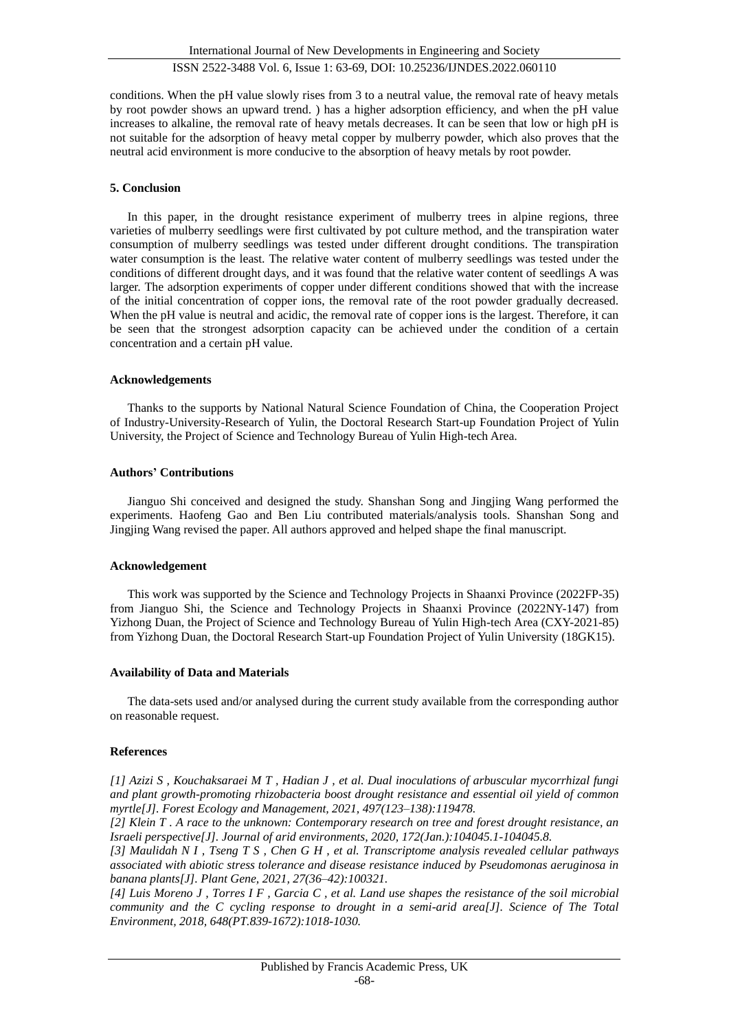conditions. When the pH value slowly rises from 3 to a neutral value, the removal rate of heavy metals by root powder shows an upward trend. ) has a higher adsorption efficiency, and when the pH value increases to alkaline, the removal rate of heavy metals decreases. It can be seen that low or high pH is not suitable for the adsorption of heavy metal copper by mulberry powder, which also proves that the neutral acid environment is more conducive to the absorption of heavy metals by root powder.

## 5. Conclusion

In this paper, in the drought resistance experiment of mulberry trees in alpine regions, three varieties of mulberry seedlings were first cultivated by pot culture method, and the transpiration water consumption of mulberry seedlings was tested under different drought conditions. The transpiration water consumption is the least. The relative water content of mulberry seedlings was tested under the conditions of different drought days, and it was found that the relative water content of seedlings A was larger. The adsorption experiments of copper under different conditions showed that with the increase of the initial concentration of copper ions, the removal rate of the root powder gradually decreased. When the pH value is neutral and acidic, the removal rate of copper ions is the largest. Therefore, it can be seen that the strongest adsorption capacity can be achieved under the condition of a certain concentration and a certain pH value.

## Acknowledgements

Thanks to the supports by National Natural Science Foundation of China, the Cooperation Project of Industry-University-Research of Yulin, the Doctoral Research Start-up Foundation Project of Yulin University, the Project of Science and Technology Bureau of Yulin High-tech Area.

## Authors' Contributions

Jianguo Shi conceived and designed the study. Shanshan Song and Jingjing Wang performed the experiments. Haofeng Gao and Ben Liu contributed materials/analysis tools. Shanshan Song and Jingjing Wang revised the paper. All authors approved and helped shape the final manuscript.

## Acknowledgement

This work was supported by the Science and Technology Projects in Shaanxi Province (2022FP-35) from Jianguo Shi, the Science and Technology Projects in Shaanxi Province (2022NY-147) from Yizhong Duan, the Project of Science and Technology Bureau of Yulin High-tech Area (CXY-2021-85) from Yizhong Duan, the Doctoral Research Start-up Foundation Project of Yulin University (18GK15).

## Availability of Data and Materials

The data-sets used and/or analysed during the current study available from the corresponding author on reasonable request.

## References

*[1] Azizi S , Kouchaksaraei M T , Hadian J , et al. Dual inoculations of arbuscular mycorrhizal fungi and plant growth-promoting rhizobacteria boost drought resistance and essential oil yield of common myrtle[J]. Forest Ecology and Management, 2021, 497(123–138):119478.*

*[2] Klein T . A race to the unknown: Contemporary research on tree and forest drought resistance, an Israeli perspective[J]. Journal of arid environments, 2020, 172(Jan.):104045.1-104045.8.*

*[3] Maulidah N I , Tseng T S , Chen G H , et al. Transcriptome analysis revealed cellular pathways associated with abiotic stress tolerance and disease resistance induced by Pseudomonas aeruginosa in banana plants[J]. Plant Gene, 2021, 27(36–42):100321.*

*[4] Luis Moreno J , Torres I F , Garcia C , et al. Land use shapes the resistance of the soil microbial community and the C cycling response to drought in a semi-arid area[J]. Science of The Total Environment, 2018, 648(PT.839-1672):1018-1030.*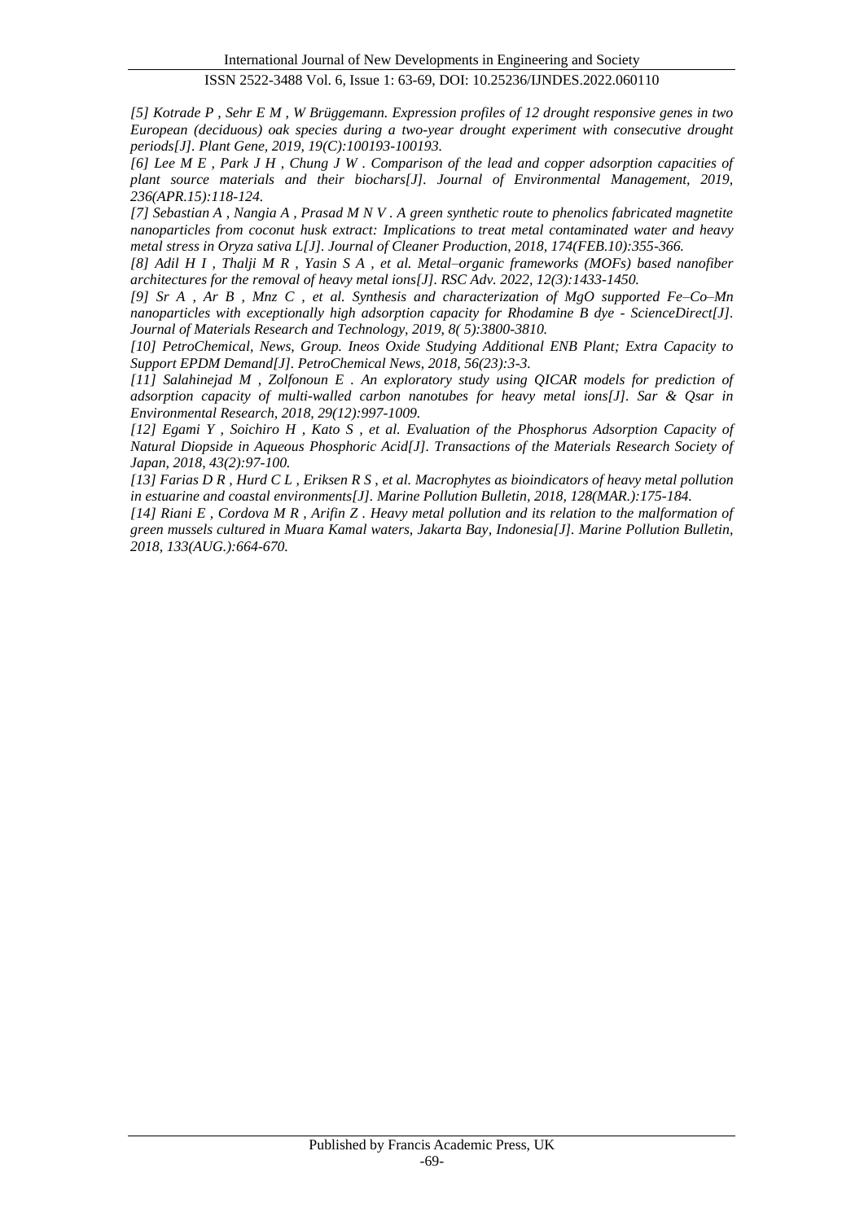*[5] Kotrade P , Sehr E M , W Brüggemann. Expression profiles of 12 drought responsive genes in two European (deciduous) oak species during a two-year drought experiment with consecutive drought periods[J]. Plant Gene, 2019, 19(C):100193-100193.*

*[6] Lee M E , Park J H , Chung J W . Comparison of the lead and copper adsorption capacities of plant source materials and their biochars[J]. Journal of Environmental Management, 2019, 236(APR.15):118-124.*

*[7] Sebastian A , Nangia A , Prasad M N V . A green synthetic route to phenolics fabricated magnetite nanoparticles from coconut husk extract: Implications to treat metal contaminated water and heavy metal stress in Oryza sativa L[J]. Journal of Cleaner Production, 2018, 174(FEB.10):355-366.*

*[8] Adil H I , Thalji M R , Yasin S A , et al. Metal–organic frameworks (MOFs) based nanofiber architectures for the removal of heavy metal ions[J]. RSC Adv. 2022, 12(3):1433-1450.*

*[9] Sr A , Ar B , Mnz C , et al. Synthesis and characterization of MgO supported Fe–Co–Mn nanoparticles with exceptionally high adsorption capacity for Rhodamine B dye - ScienceDirect[J]. Journal of Materials Research and Technology, 2019, 8( 5):3800-3810.*

*[10] PetroChemical, News, Group. Ineos Oxide Studying Additional ENB Plant; Extra Capacity to Support EPDM Demand[J]. PetroChemical News, 2018, 56(23):3-3.*

*[11] Salahinejad M , Zolfonoun E . An exploratory study using QICAR models for prediction of adsorption capacity of multi-walled carbon nanotubes for heavy metal ions[J]. Sar & Qsar in Environmental Research, 2018, 29(12):997-1009.*

*[12] Egami Y , Soichiro H , Kato S , et al. Evaluation of the Phosphorus Adsorption Capacity of Natural Diopside in Aqueous Phosphoric Acid[J]. Transactions of the Materials Research Society of Japan, 2018, 43(2):97-100.*

*[13] Farias D R , Hurd C L , Eriksen R S , et al. Macrophytes as bioindicators of heavy metal pollution in estuarine and coastal environments[J]. Marine Pollution Bulletin, 2018, 128(MAR.):175-184.*

*[14] Riani E , Cordova M R , Arifin Z . Heavy metal pollution and its relation to the malformation of green mussels cultured in Muara Kamal waters, Jakarta Bay, Indonesia[J]. Marine Pollution Bulletin, 2018, 133(AUG.):664-670.*